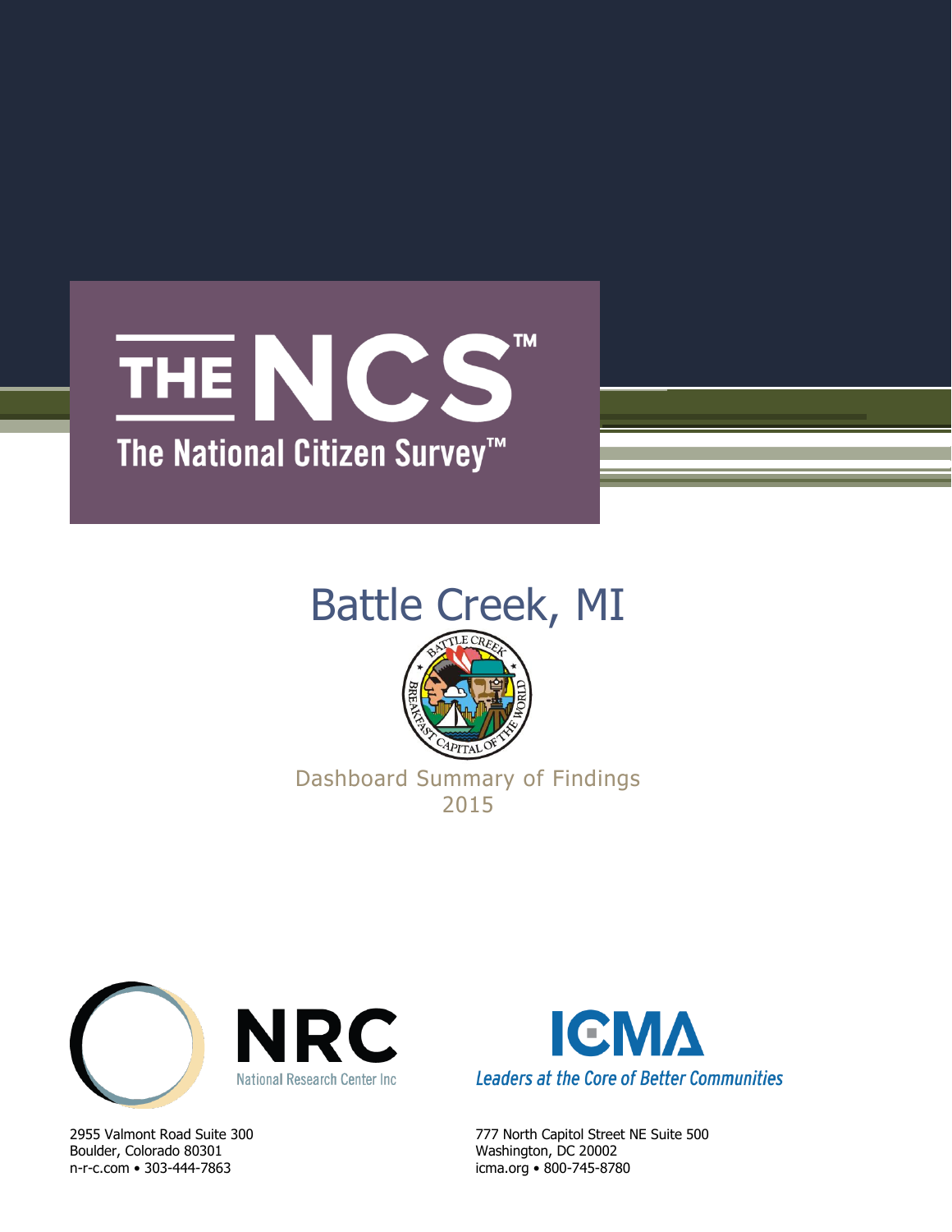# THE NCS™

## The National Citizen Survey™

# Battle Creek, MI

Dashboard Summary of Findings
2015

NRC
National Research Center Inc

2955 Valmont Road Suite 300
Boulder, Colorado 80301
n-r-c.com • 303-444-7863

ICMA
*Leaders at the Core of Better Communities*

777 North Capitol Street NE Suite 500
Washington, DC 20002
icma.org • 800-745-8780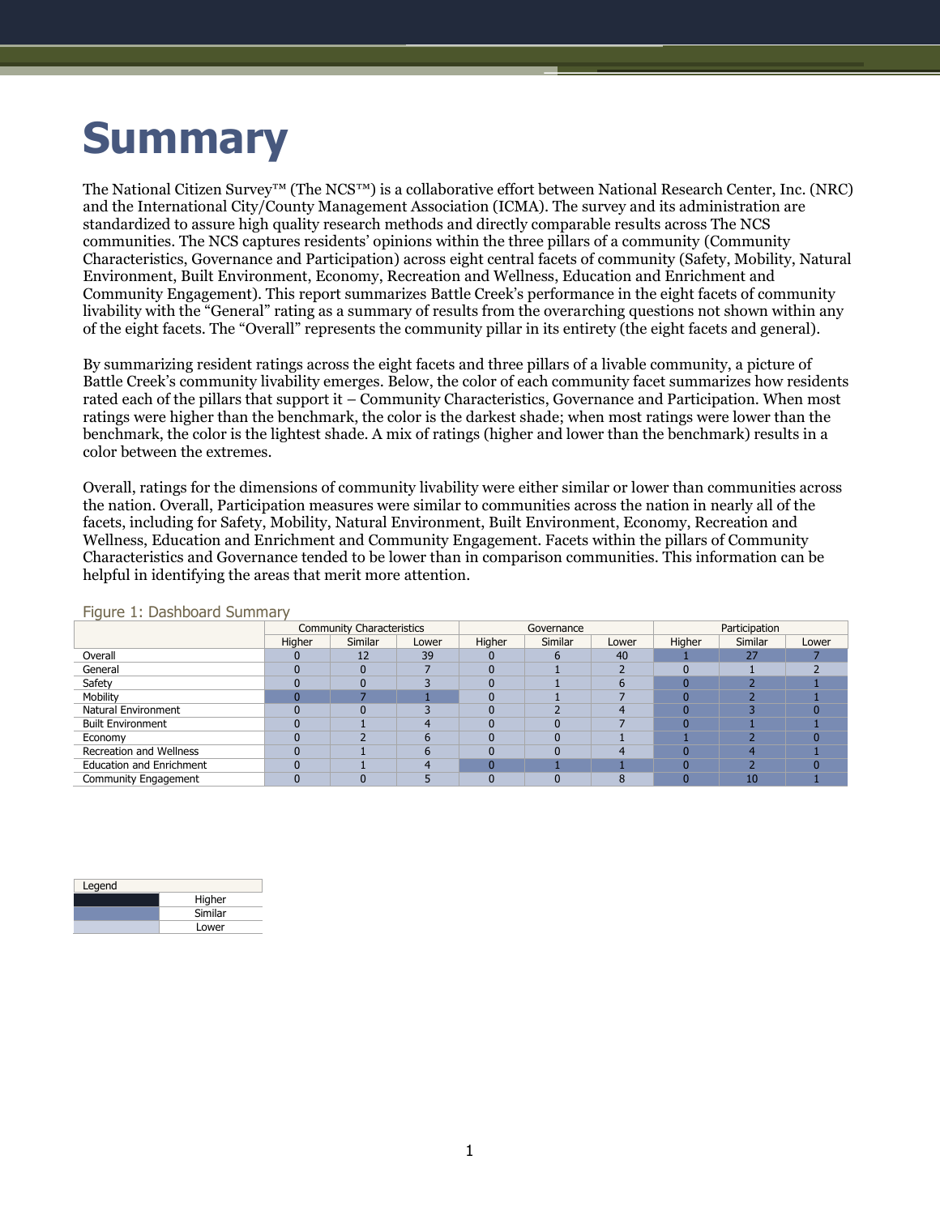// Summary

The National Citizen Survey™ (The NCS™) is a collaborative effort between National Research Center, Inc. (NRC) and the International City/County Management Association (ICMA). The survey and its administration are standardized to assure high quality research methods and directly comparable results across The NCS communities. The NCS captures residents' opinions within the three pillars of a community (Community Characteristics, Governance and Participation) across eight central facets of community (Safety, Mobility, Natural Environment, Built Environment, Economy, Recreation and Wellness, Education and Enrichment and Community Engagement). This report summarizes Battle Creek's performance in the eight facets of community livability with the "General" rating as a summary of results from the overarching questions not shown within any of the eight facets. The "Overall" represents the community pillar in its entirety (the eight facets and general).

By summarizing resident ratings across the eight facets and three pillars of a livable community, a picture of Battle Creek's community livability emerges. Below, the color of each community facet summarizes how residents rated each of the pillars that support it – Community Characteristics, Governance and Participation. When most ratings were higher than the benchmark, the color is the darkest shade; when most ratings were lower than the benchmark, the color is the lightest shade. A mix of ratings (higher and lower than the benchmark) results in a color between the extremes.

Overall, ratings for the dimensions of community livability were either similar or lower than communities across the nation. Overall, Participation measures were similar to communities across the nation in nearly all of the facets, including for Safety, Mobility, Natural Environment, Built Environment, Economy, Recreation and Wellness, Education and Enrichment and Community Engagement. Facets within the pillars of Community Characteristics and Governance tended to be lower than in comparison communities. This information can be helpful in identifying the areas that merit more attention.

Figure 1: Dashboard Summary

| | Community Characteristics | | | Governance | | | Participation | | |
|---|---|---|---|---|---|---|---|---|---|
| | Higher | Similar | Lower | Higher | Similar | Lower | Higher | Similar | Lower |
| Overall | 0 | 12 | 39 | 0 | 6 | 40 | 1 | 27 | 7 |
| General | 0 | 0 | 7 | 0 | 1 | 2 | 0 | 1 | 2 |
| Safety | 0 | 0 | 3 | 0 | 1 | 6 | 0 | 2 | 1 |
| Mobility | 0 | 7 | 1 | 0 | 1 | 7 | 0 | 2 | 1 |
| Natural Environment | 0 | 0 | 3 | 0 | 2 | 4 | 0 | 3 | 0 |
| Built Environment | 0 | 1 | 4 | 0 | 0 | 7 | 0 | 1 | 1 |
| Economy | 0 | 2 | 6 | 0 | 0 | 1 | 1 | 2 | 0 |
| Recreation and Wellness | 0 | 1 | 6 | 0 | 0 | 4 | 0 | 4 | 1 |
| Education and Enrichment | 0 | 1 | 4 | 0 | 1 | 1 | 0 | 2 | 0 |
| Community Engagement | 0 | 0 | 5 | 0 | 0 | 8 | 0 | 10 | 1 |

| Legend | |
|---|---|
| | Higher |
| | Similar |
| | Lower |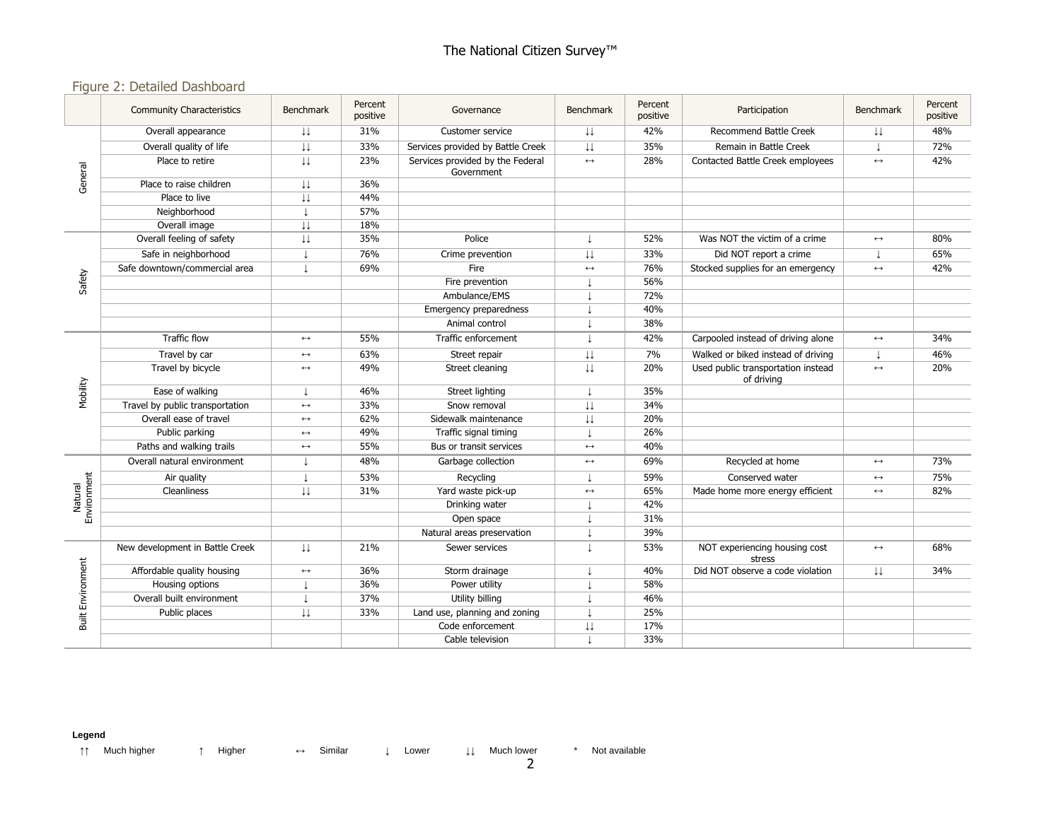## Figure 2: Detailed Dashboard

| | Community Characteristics | Benchmark | Percent positive | Governance | Benchmark | Percent positive | Participation | Benchmark | Percent positive |
|---|---|---|---|---|---|---|---|---|---|
| General | Overall appearance | ↓↓ | 31% | Customer service | ↓↓ | 42% | Recommend Battle Creek | ↓↓ | 48% |
| | Overall quality of life | ↓↓ | 33% | Services provided by Battle Creek | ↓↓ | 35% | Remain in Battle Creek | ↓ | 72% |
| | Place to retire | ↓↓ | 23% | Services provided by the Federal Government | ↔ | 28% | Contacted Battle Creek employees | ↔ | 42% |
| | Place to raise children | ↓↓ | 36% | | | | | | |
| | Place to live | ↓↓ | 44% | | | | | | |
| | Neighborhood | ↓ | 57% | | | | | | |
| | Overall image | ↓↓ | 18% | | | | | | |
| Safety | Overall feeling of safety | ↓↓ | 35% | Police | ↓ | 52% | Was NOT the victim of a crime | ↔ | 80% |
| | Safe in neighborhood | ↓ | 76% | Crime prevention | ↓↓ | 33% | Did NOT report a crime | ↓ | 65% |
| | Safe downtown/commercial area | ↓ | 69% | Fire | ↔ | 76% | Stocked supplies for an emergency | ↔ | 42% |
| | | | | Fire prevention | ↓ | 56% | | | |
| | | | | Ambulance/EMS | ↓ | 72% | | | |
| | | | | Emergency preparedness | ↓ | 40% | | | |
| | | | | Animal control | ↓ | 38% | | | |
| Mobility | Traffic flow | ↔ | 55% | Traffic enforcement | ↓ | 42% | Carpooled instead of driving alone | ↔ | 34% |
| | Travel by car | ↔ | 63% | Street repair | ↓↓ | 7% | Walked or biked instead of driving | ↓ | 46% |
| | Travel by bicycle | ↔ | 49% | Street cleaning | ↓↓ | 20% | Used public transportation instead of driving | ↔ | 20% |
| | Ease of walking | ↓ | 46% | Street lighting | ↓ | 35% | | | |
| | Travel by public transportation | ↔ | 33% | Snow removal | ↓↓ | 34% | | | |
| | Overall ease of travel | ↔ | 62% | Sidewalk maintenance | ↓↓ | 20% | | | |
| | Public parking | ↔ | 49% | Traffic signal timing | ↓ | 26% | | | |
| | Paths and walking trails | ↔ | 55% | Bus or transit services | ↔ | 40% | | | |
| Natural Environment | Overall natural environment | ↓ | 48% | Garbage collection | ↔ | 69% | Recycled at home | ↔ | 73% |
| | Air quality | ↓ | 53% | Recycling | ↓ | 59% | Conserved water | ↔ | 75% |
| | Cleanliness | ↓↓ | 31% | Yard waste pick-up | ↔ | 65% | Made home more energy efficient | ↔ | 82% |
| | | | | Drinking water | ↓ | 42% | | | |
| | | | | Open space | ↓ | 31% | | | |
| | | | | Natural areas preservation | ↓ | 39% | | | |
| Built Environment | New development in Battle Creek | ↓↓ | 21% | Sewer services | ↓ | 53% | NOT experiencing housing cost stress | ↔ | 68% |
| | Affordable quality housing | ↔ | 36% | Storm drainage | ↓ | 40% | Did NOT observe a code violation | ↓↓ | 34% |
| | Housing options | ↓ | 36% | Power utility | ↓ | 58% | | | |
| | Overall built environment | ↓ | 37% | Utility billing | ↓ | 46% | | | |
| | Public places | ↓↓ | 33% | Land use, planning and zoning | ↓ | 25% | | | |
| | | | | Code enforcement | ↓↓ | 17% | | | |
| | | | | Cable television | ↓ | 33% | | | |

**Legend**

↑↑ Much higher ↑ Higher ↔ Similar ↓ Lower ↓↓ Much lower * Not available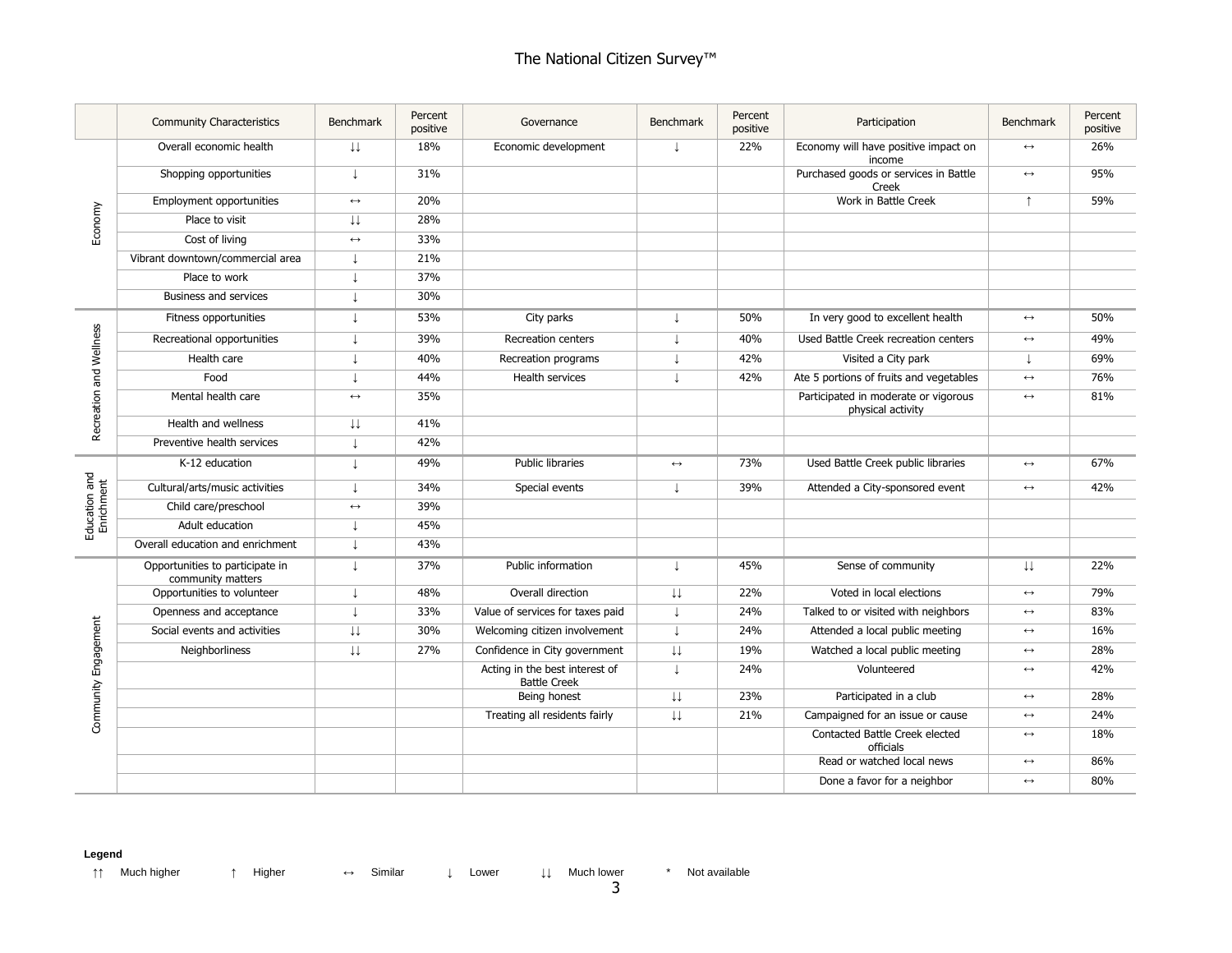| | Community Characteristics | Benchmark | Percent positive | Governance | Benchmark | Percent positive | Participation | Benchmark | Percent positive |
|---|---|---|---|---|---|---|---|---|---|
| Economy | Overall economic health | ↓↓ | 18% | Economic development | ↓ | 22% | Economy will have positive impact on income | ↔ | 26% |
| | Shopping opportunities | ↓ | 31% | | | | Purchased goods or services in Battle Creek | ↔ | 95% |
| | Employment opportunities | ↔ | 20% | | | | Work in Battle Creek | ↑ | 59% |
| | Place to visit | ↓↓ | 28% | | | | | | |
| | Cost of living | ↔ | 33% | | | | | | |
| | Vibrant downtown/commercial area | ↓ | 21% | | | | | | |
| | Place to work | ↓ | 37% | | | | | | |
| | Business and services | ↓ | 30% | | | | | | |
| Recreation and Wellness | Fitness opportunities | ↓ | 53% | City parks | ↓ | 50% | In very good to excellent health | ↔ | 50% |
| | Recreational opportunities | ↓ | 39% | Recreation centers | ↓ | 40% | Used Battle Creek recreation centers | ↔ | 49% |
| | Health care | ↓ | 40% | Recreation programs | ↓ | 42% | Visited a City park | ↓ | 69% |
| | Food | ↓ | 44% | Health services | ↓ | 42% | Ate 5 portions of fruits and vegetables | ↔ | 76% |
| | Mental health care | ↔ | 35% | | | | Participated in moderate or vigorous physical activity | ↔ | 81% |
| | Health and wellness | ↓↓ | 41% | | | | | | |
| | Preventive health services | ↓ | 42% | | | | | | |
| Education and Enrichment | K-12 education | ↓ | 49% | Public libraries | ↔ | 73% | Used Battle Creek public libraries | ↔ | 67% |
| | Cultural/arts/music activities | ↓ | 34% | Special events | ↓ | 39% | Attended a City-sponsored event | ↔ | 42% |
| | Child care/preschool | ↔ | 39% | | | | | | |
| | Adult education | ↓ | 45% | | | | | | |
| | Overall education and enrichment | ↓ | 43% | | | | | | |
| Community Engagement | Opportunities to participate in community matters | ↓ | 37% | Public information | ↓ | 45% | Sense of community | ↓↓ | 22% |
| | Opportunities to volunteer | ↓ | 48% | Overall direction | ↓↓ | 22% | Voted in local elections | ↔ | 79% |
| | Openness and acceptance | ↓ | 33% | Value of services for taxes paid | ↓ | 24% | Talked to or visited with neighbors | ↔ | 83% |
| | Social events and activities | ↓↓ | 30% | Welcoming citizen involvement | ↓ | 24% | Attended a local public meeting | ↔ | 16% |
| | Neighborliness | ↓↓ | 27% | Confidence in City government | ↓↓ | 19% | Watched a local public meeting | ↔ | 28% |
| | | | | Acting in the best interest of Battle Creek | ↓ | 24% | Volunteered | ↔ | 42% |
| | | | | Being honest | ↓↓ | 23% | Participated in a club | ↔ | 28% |
| | | | | Treating all residents fairly | ↓↓ | 21% | Campaigned for an issue or cause | ↔ | 24% |
| | | | | | | | Contacted Battle Creek elected officials | ↔ | 18% |
| | | | | | | | Read or watched local news | ↔ | 86% |
| | | | | | | | Done a favor for a neighbor | ↔ | 80% |

**Legend**

↑↑ Much higher ↑ Higher ↔ Similar ↓ Lower ↓↓ Much lower * Not available